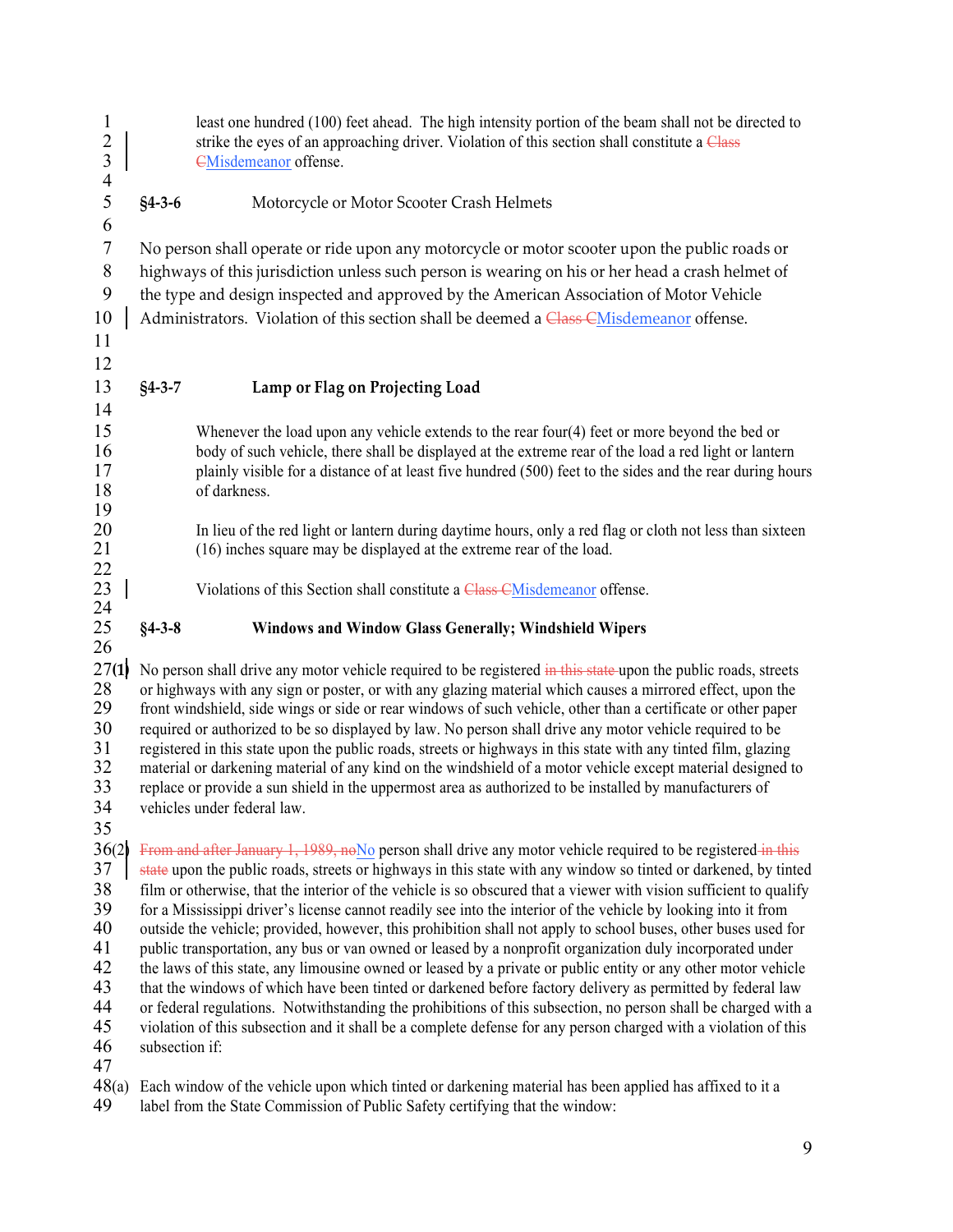least one hundred (100) feet ahead. The high intensity portion of the beam shall not be directed to strike the eyes of an approaching driver. Violation of this section shall constitute a ~~Class C~~Misdemeanor offense.

**§4-3-6** Motorcycle or Motor Scooter Crash Helmets

No person shall operate or ride upon any motorcycle or motor scooter upon the public roads or highways of this jurisdiction unless such person is wearing on his or her head a crash helmet of the type and design inspected and approved by the American Association of Motor Vehicle Administrators. Violation of this section shall be deemed a ~~Class C~~Misdemeanor offense.

**§4-3-7** **Lamp or Flag on Projecting Load**

Whenever the load upon any vehicle extends to the rear four(4) feet or more beyond the bed or body of such vehicle, there shall be displayed at the extreme rear of the load a red light or lantern plainly visible for a distance of at least five hundred (500) feet to the sides and the rear during hours of darkness.

In lieu of the red light or lantern during daytime hours, only a red flag or cloth not less than sixteen (16) inches square may be displayed at the extreme rear of the load.

Violations of this Section shall constitute a ~~Class C~~Misdemeanor offense.

**§4-3-8** **Windows and Window Glass Generally; Windshield Wipers**

(1) No person shall drive any motor vehicle required to be registered ~~in this state~~ upon the public roads, streets or highways with any sign or poster, or with any glazing material which causes a mirrored effect, upon the front windshield, side wings or side or rear windows of such vehicle, other than a certificate or other paper required or authorized to be so displayed by law. No person shall drive any motor vehicle required to be registered in this state upon the public roads, streets or highways in this state with any tinted film, glazing material or darkening material of any kind on the windshield of a motor vehicle except material designed to replace or provide a sun shield in the uppermost area as authorized to be installed by manufacturers of vehicles under federal law.

(2) ~~From and after January 1, 1989, no~~No person shall drive any motor vehicle required to be registered ~~in this state~~ upon the public roads, streets or highways in this state with any window so tinted or darkened, by tinted film or otherwise, that the interior of the vehicle is so obscured that a viewer with vision sufficient to qualify for a Mississippi driver's license cannot readily see into the interior of the vehicle by looking into it from outside the vehicle; provided, however, this prohibition shall not apply to school buses, other buses used for public transportation, any bus or van owned or leased by a nonprofit organization duly incorporated under the laws of this state, any limousine owned or leased by a private or public entity or any other motor vehicle that the windows of which have been tinted or darkened before factory delivery as permitted by federal law or federal regulations. Notwithstanding the prohibitions of this subsection, no person shall be charged with a violation of this subsection and it shall be a complete defense for any person charged with a violation of this subsection if:

(a) Each window of the vehicle upon which tinted or darkening material has been applied has affixed to it a label from the State Commission of Public Safety certifying that the window: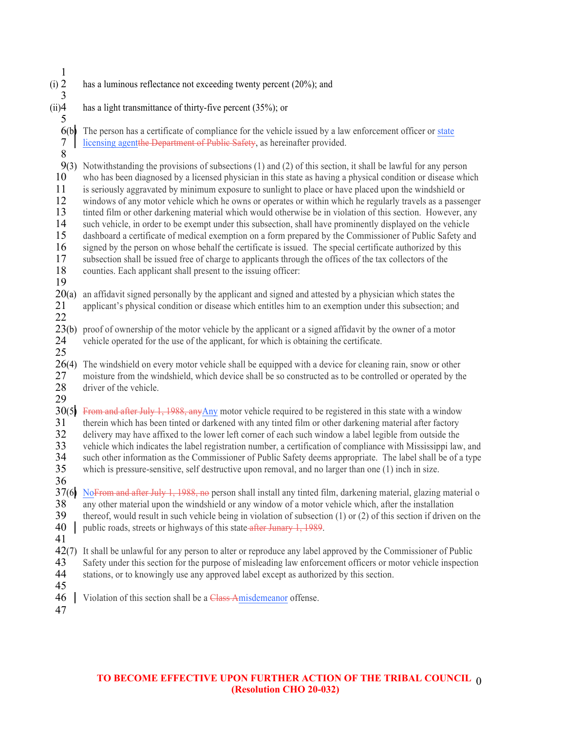(i) has a luminous reflectance not exceeding twenty percent (20%); and

(ii) has a light transmittance of thirty-five percent (35%); or

(b) The person has a certificate of compliance for the vehicle issued by a law enforcement officer or state licensing agent~~the Department of Public Safety~~, as hereinafter provided.

(3) Notwithstanding the provisions of subsections (1) and (2) of this section, it shall be lawful for any person who has been diagnosed by a licensed physician in this state as having a physical condition or disease which is seriously aggravated by minimum exposure to sunlight to place or have placed upon the windshield or windows of any motor vehicle which he owns or operates or within which he regularly travels as a passenger tinted film or other darkening material which would otherwise be in violation of this section. However, any such vehicle, in order to be exempt under this subsection, shall have prominently displayed on the vehicle dashboard a certificate of medical exemption on a form prepared by the Commissioner of Public Safety and signed by the person on whose behalf the certificate is issued. The special certificate authorized by this subsection shall be issued free of charge to applicants through the offices of the tax collectors of the counties. Each applicant shall present to the issuing officer:

(a) an affidavit signed personally by the applicant and signed and attested by a physician which states the applicant's physical condition or disease which entitles him to an exemption under this subsection; and

(b) proof of ownership of the motor vehicle by the applicant or a signed affidavit by the owner of a motor vehicle operated for the use of the applicant, for which is obtaining the certificate.

(4) The windshield on every motor vehicle shall be equipped with a device for cleaning rain, snow or other moisture from the windshield, which device shall be so constructed as to be controlled or operated by the driver of the vehicle.

(5) ~~From and after July 1, 1988, any~~Any motor vehicle required to be registered in this state with a window therein which has been tinted or darkened with any tinted film or other darkening material after factory delivery may have affixed to the lower left corner of each such window a label legible from outside the vehicle which indicates the label registration number, a certification of compliance with Mississippi law, and such other information as the Commissioner of Public Safety deems appropriate. The label shall be of a type which is pressure-sensitive, self destructive upon removal, and no larger than one (1) inch in size.

(6) No~~From and after July 1, 1988, no~~ person shall install any tinted film, darkening material, glazing material o any other material upon the windshield or any window of a motor vehicle which, after the installation thereof, would result in such vehicle being in violation of subsection (1) or (2) of this section if driven on the public roads, streets or highways of this state~~ after Junary 1, 1989~~.

(7) It shall be unlawful for any person to alter or reproduce any label approved by the Commissioner of Public Safety under this section for the purpose of misleading law enforcement officers or motor vehicle inspection stations, or to knowingly use any approved label except as authorized by this section.

Violation of this section shall be a ~~Class A~~misdemeanor offense.

**TO BECOME EFFECTIVE UPON FURTHER ACTION OF THE TRIBAL COUNCIL (Resolution CHO 20-032)**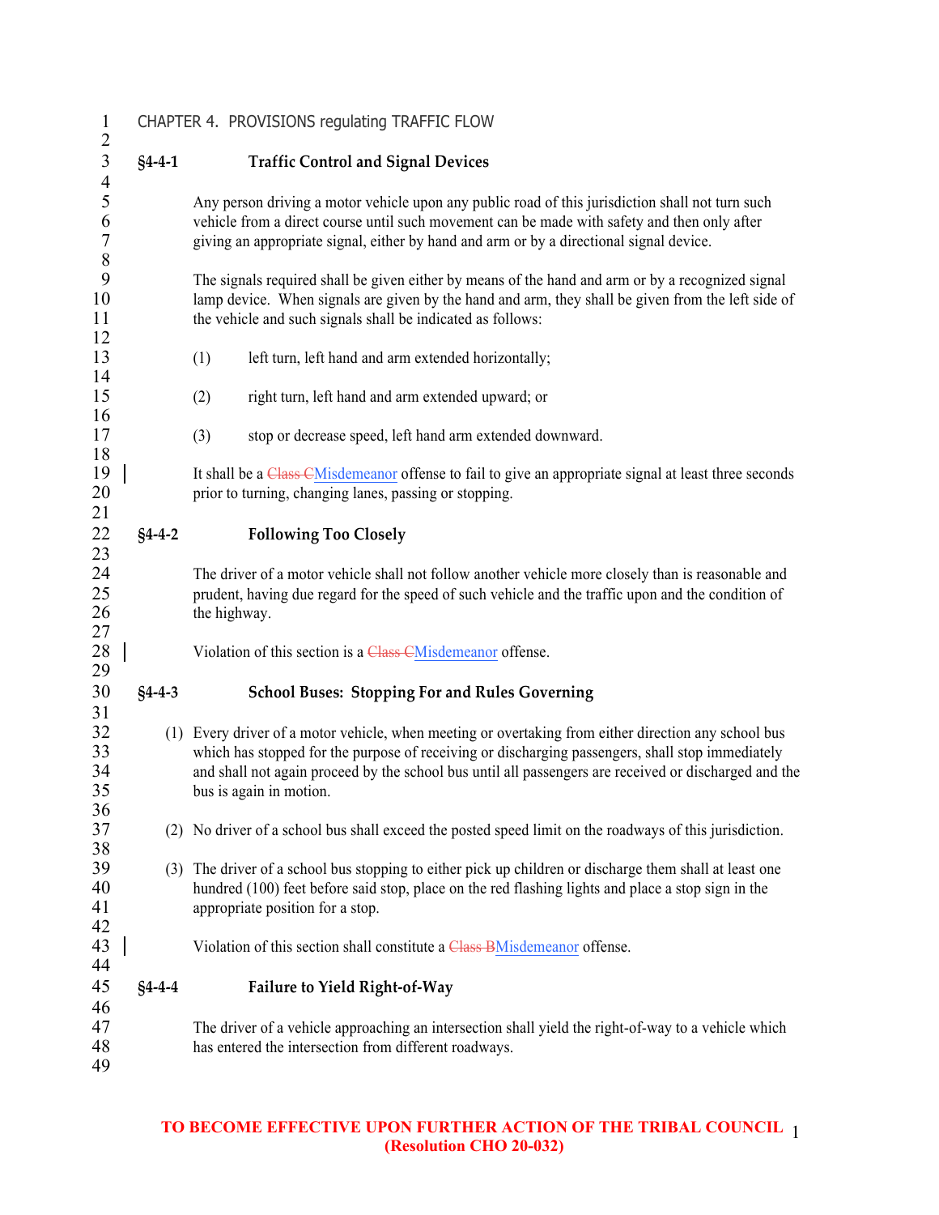# CHAPTER 4. PROVISIONS regulating TRAFFIC FLOW

## §4-4-1 Traffic Control and Signal Devices

Any person driving a motor vehicle upon any public road of this jurisdiction shall not turn such vehicle from a direct course until such movement can be made with safety and then only after giving an appropriate signal, either by hand and arm or by a directional signal device.

The signals required shall be given either by means of the hand and arm or by a recognized signal lamp device. When signals are given by the hand and arm, they shall be given from the left side of the vehicle and such signals shall be indicated as follows:

(1) left turn, left hand and arm extended horizontally;

(2) right turn, left hand and arm extended upward; or

(3) stop or decrease speed, left hand arm extended downward.

It shall be a ~~Class C~~Misdemeanor offense to fail to give an appropriate signal at least three seconds prior to turning, changing lanes, passing or stopping.

## §4-4-2 Following Too Closely

The driver of a motor vehicle shall not follow another vehicle more closely than is reasonable and prudent, having due regard for the speed of such vehicle and the traffic upon and the condition of the highway.

Violation of this section is a ~~Class C~~Misdemeanor offense.

## §4-4-3 School Buses: Stopping For and Rules Governing

(1) Every driver of a motor vehicle, when meeting or overtaking from either direction any school bus which has stopped for the purpose of receiving or discharging passengers, shall stop immediately and shall not again proceed by the school bus until all passengers are received or discharged and the bus is again in motion.

(2) No driver of a school bus shall exceed the posted speed limit on the roadways of this jurisdiction.

(3) The driver of a school bus stopping to either pick up children or discharge them shall at least one hundred (100) feet before said stop, place on the red flashing lights and place a stop sign in the appropriate position for a stop.

Violation of this section shall constitute a ~~Class B~~Misdemeanor offense.

## §4-4-4 Failure to Yield Right-of-Way

The driver of a vehicle approaching an intersection shall yield the right-of-way to a vehicle which has entered the intersection from different roadways.

**TO BECOME EFFECTIVE UPON FURTHER ACTION OF THE TRIBAL COUNCIL (Resolution CHO 20-032)**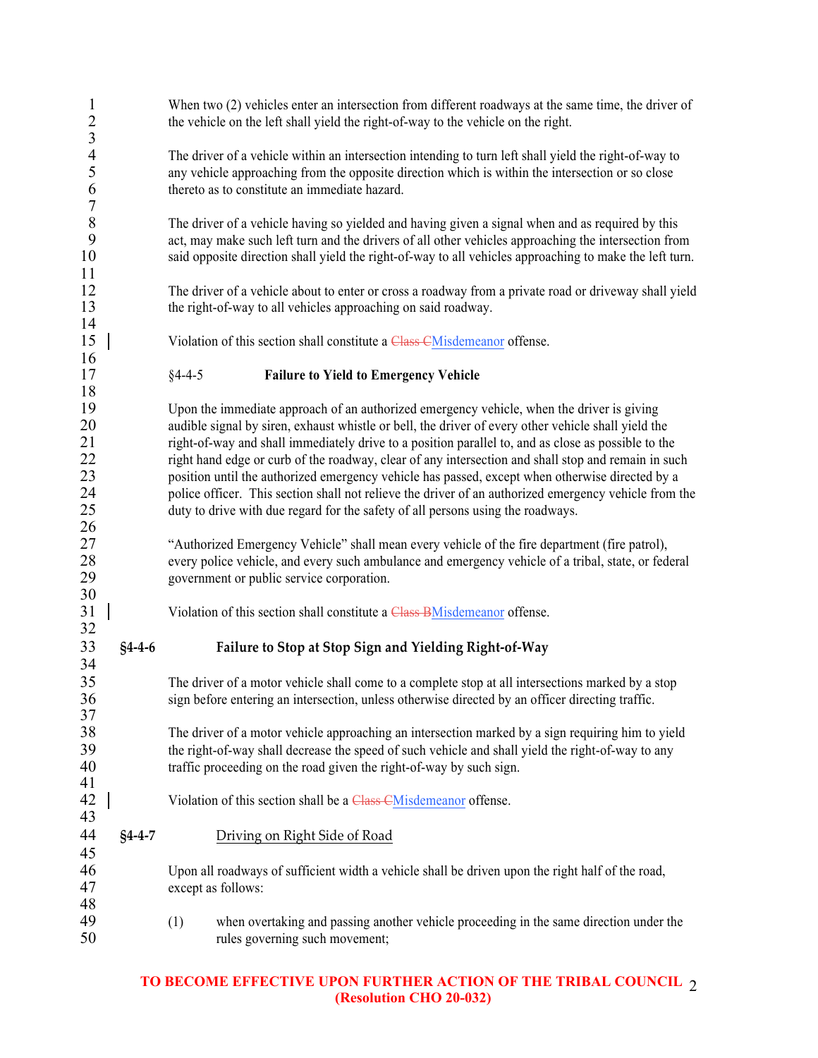When two (2) vehicles enter an intersection from different roadways at the same time, the driver of the vehicle on the left shall yield the right-of-way to the vehicle on the right.

The driver of a vehicle within an intersection intending to turn left shall yield the right-of-way to any vehicle approaching from the opposite direction which is within the intersection or so close thereto as to constitute an immediate hazard.

The driver of a vehicle having so yielded and having given a signal when and as required by this act, may make such left turn and the drivers of all other vehicles approaching the intersection from said opposite direction shall yield the right-of-way to all vehicles approaching to make the left turn.

The driver of a vehicle about to enter or cross a roadway from a private road or driveway shall yield the right-of-way to all vehicles approaching on said roadway.

Violation of this section shall constitute a ~~Class C~~Misdemeanor offense.

## §4-4-5 **Failure to Yield to Emergency Vehicle**

Upon the immediate approach of an authorized emergency vehicle, when the driver is giving audible signal by siren, exhaust whistle or bell, the driver of every other vehicle shall yield the right-of-way and shall immediately drive to a position parallel to, and as close as possible to the right hand edge or curb of the roadway, clear of any intersection and shall stop and remain in such position until the authorized emergency vehicle has passed, except when otherwise directed by a police officer. This section shall not relieve the driver of an authorized emergency vehicle from the duty to drive with due regard for the safety of all persons using the roadways.

"Authorized Emergency Vehicle" shall mean every vehicle of the fire department (fire patrol), every police vehicle, and every such ambulance and emergency vehicle of a tribal, state, or federal government or public service corporation.

Violation of this section shall constitute a ~~Class B~~Misdemeanor offense.

## **§4-4-6 Failure to Stop at Stop Sign and Yielding Right-of-Way**

The driver of a motor vehicle shall come to a complete stop at all intersections marked by a stop sign before entering an intersection, unless otherwise directed by an officer directing traffic.

The driver of a motor vehicle approaching an intersection marked by a sign requiring him to yield the right-of-way shall decrease the speed of such vehicle and shall yield the right-of-way to any traffic proceeding on the road given the right-of-way by such sign.

Violation of this section shall be a ~~Class C~~Misdemeanor offense.

## **§4-4-7** Driving on Right Side of Road

Upon all roadways of sufficient width a vehicle shall be driven upon the right half of the road, except as follows:

(1) when overtaking and passing another vehicle proceeding in the same direction under the rules governing such movement;

**TO BECOME EFFECTIVE UPON FURTHER ACTION OF THE TRIBAL COUNCIL (Resolution CHO 20-032)**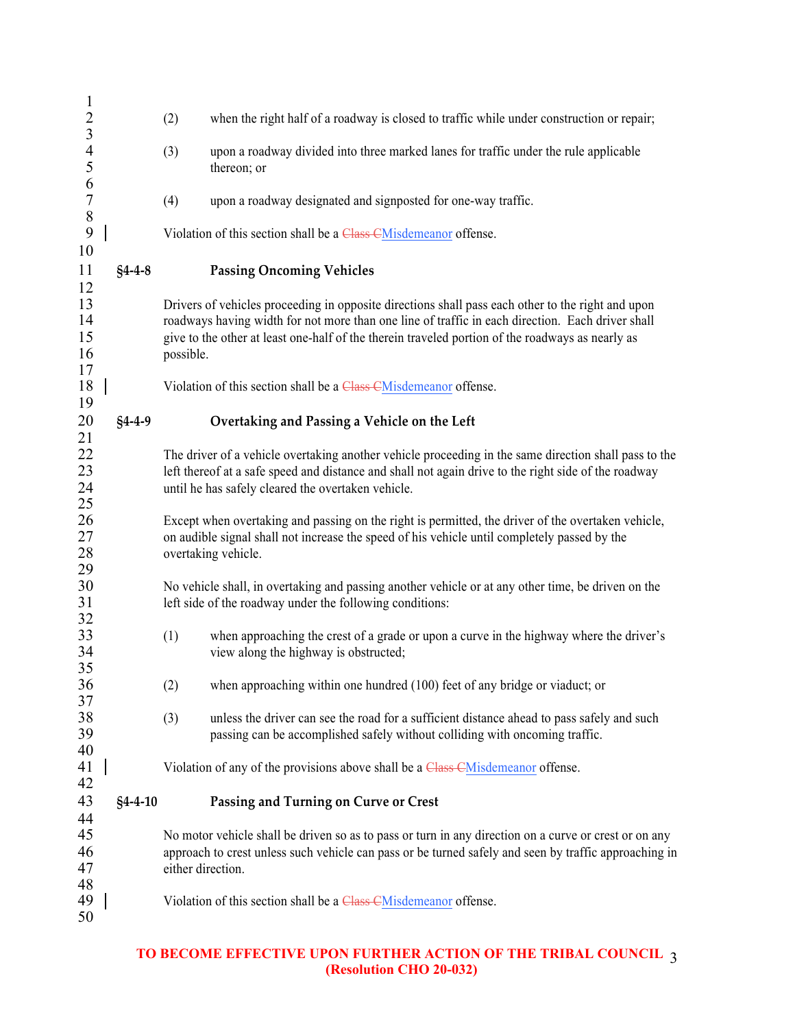(2) when the right half of a roadway is closed to traffic while under construction or repair;

(3) upon a roadway divided into three marked lanes for traffic under the rule applicable thereon; or

(4) upon a roadway designated and signposted for one-way traffic.

Violation of this section shall be a ~~Class C~~Misdemeanor offense.

### §4-4-8 Passing Oncoming Vehicles

Drivers of vehicles proceeding in opposite directions shall pass each other to the right and upon roadways having width for not more than one line of traffic in each direction. Each driver shall give to the other at least one-half of the therein traveled portion of the roadways as nearly as possible.

Violation of this section shall be a ~~Class C~~Misdemeanor offense.

### §4-4-9 Overtaking and Passing a Vehicle on the Left

The driver of a vehicle overtaking another vehicle proceeding in the same direction shall pass to the left thereof at a safe speed and distance and shall not again drive to the right side of the roadway until he has safely cleared the overtaken vehicle.

Except when overtaking and passing on the right is permitted, the driver of the overtaken vehicle, on audible signal shall not increase the speed of his vehicle until completely passed by the overtaking vehicle.

No vehicle shall, in overtaking and passing another vehicle or at any other time, be driven on the left side of the roadway under the following conditions:

(1) when approaching the crest of a grade or upon a curve in the highway where the driver's view along the highway is obstructed;

(2) when approaching within one hundred (100) feet of any bridge or viaduct; or

(3) unless the driver can see the road for a sufficient distance ahead to pass safely and such passing can be accomplished safely without colliding with oncoming traffic.

Violation of any of the provisions above shall be a ~~Class C~~Misdemeanor offense.

### §4-4-10 Passing and Turning on Curve or Crest

No motor vehicle shall be driven so as to pass or turn in any direction on a curve or crest or on any approach to crest unless such vehicle can pass or be turned safely and seen by traffic approaching in either direction.

Violation of this section shall be a ~~Class C~~Misdemeanor offense.

**TO BECOME EFFECTIVE UPON FURTHER ACTION OF THE TRIBAL COUNCIL (Resolution CHO 20-032)**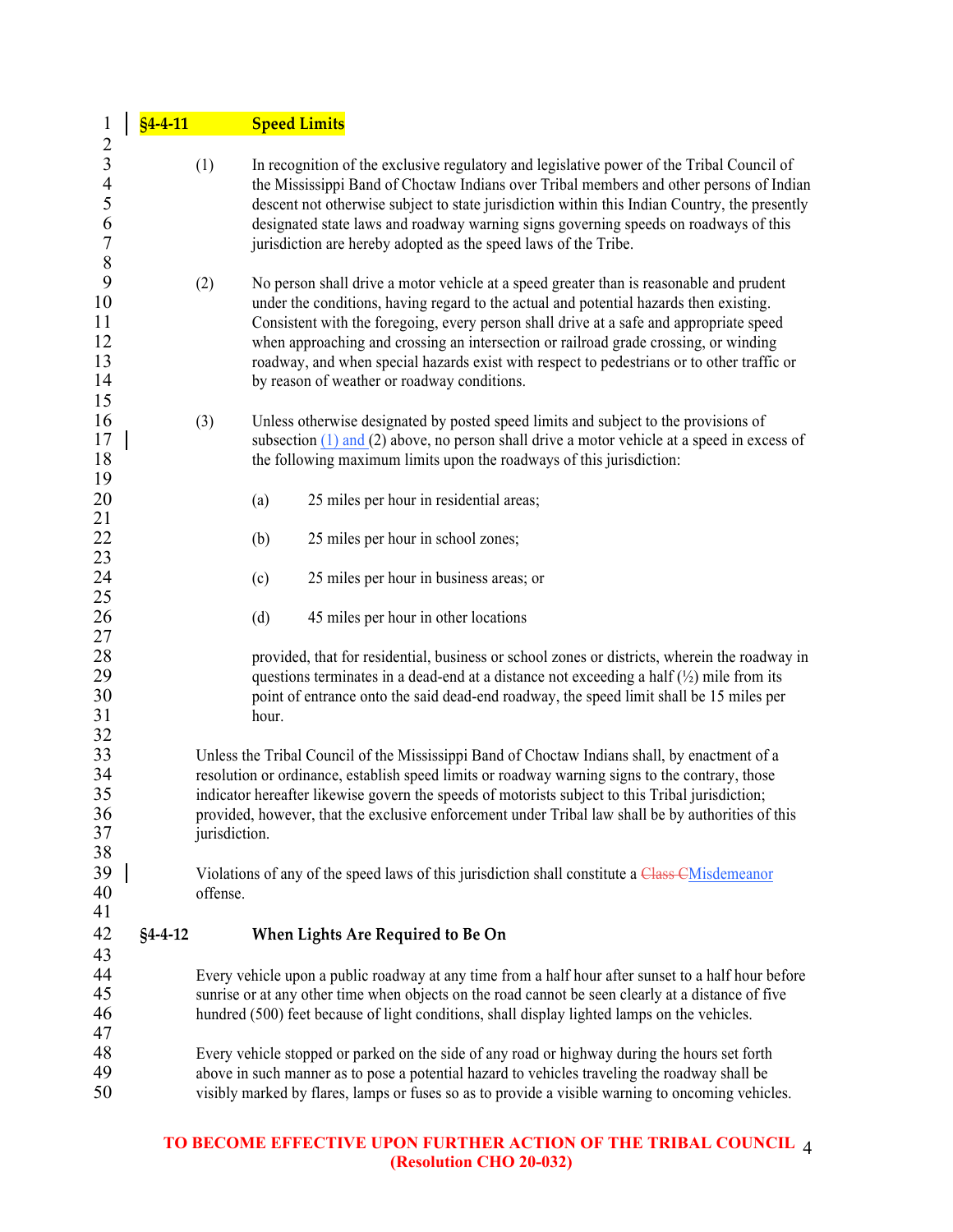## §4-4-11 Speed Limits

(1) In recognition of the exclusive regulatory and legislative power of the Tribal Council of the Mississippi Band of Choctaw Indians over Tribal members and other persons of Indian descent not otherwise subject to state jurisdiction within this Indian Country, the presently designated state laws and roadway warning signs governing speeds on roadways of this jurisdiction are hereby adopted as the speed laws of the Tribe.

(2) No person shall drive a motor vehicle at a speed greater than is reasonable and prudent under the conditions, having regard to the actual and potential hazards then existing. Consistent with the foregoing, every person shall drive at a safe and appropriate speed when approaching and crossing an intersection or railroad grade crossing, or winding roadway, and when special hazards exist with respect to pedestrians or to other traffic or by reason of weather or roadway conditions.

(3) Unless otherwise designated by posted speed limits and subject to the provisions of subsection (1) and (2) above, no person shall drive a motor vehicle at a speed in excess of the following maximum limits upon the roadways of this jurisdiction:

(a) 25 miles per hour in residential areas;

(b) 25 miles per hour in school zones;

(c) 25 miles per hour in business areas; or

(d) 45 miles per hour in other locations

provided, that for residential, business or school zones or districts, wherein the roadway in questions terminates in a dead-end at a distance not exceeding a half (½) mile from its point of entrance onto the said dead-end roadway, the speed limit shall be 15 miles per hour.

Unless the Tribal Council of the Mississippi Band of Choctaw Indians shall, by enactment of a resolution or ordinance, establish speed limits or roadway warning signs to the contrary, those indicator hereafter likewise govern the speeds of motorists subject to this Tribal jurisdiction; provided, however, that the exclusive enforcement under Tribal law shall be by authorities of this jurisdiction.

Violations of any of the speed laws of this jurisdiction shall constitute a ~~Class C~~Misdemeanor offense.

## §4-4-12 When Lights Are Required to Be On

Every vehicle upon a public roadway at any time from a half hour after sunset to a half hour before sunrise or at any other time when objects on the road cannot be seen clearly at a distance of five hundred (500) feet because of light conditions, shall display lighted lamps on the vehicles.

Every vehicle stopped or parked on the side of any road or highway during the hours set forth above in such manner as to pose a potential hazard to vehicles traveling the roadway shall be visibly marked by flares, lamps or fuses so as to provide a visible warning to oncoming vehicles.

**TO BECOME EFFECTIVE UPON FURTHER ACTION OF THE TRIBAL COUNCIL (Resolution CHO 20-032)**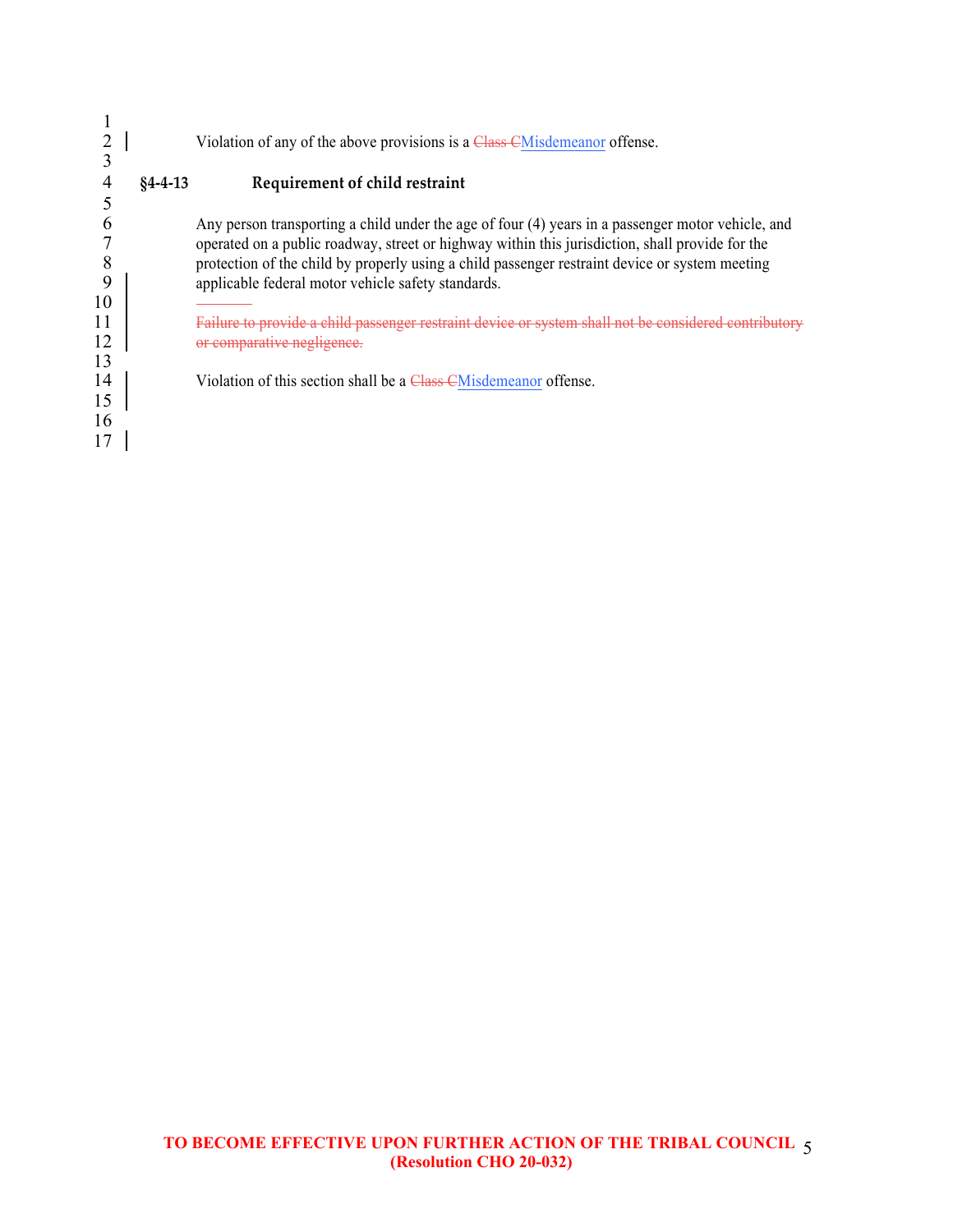Violation of any of the above provisions is a ~~Class C~~Misdemeanor offense.

### §4-4-13 Requirement of child restraint

Any person transporting a child under the age of four (4) years in a passenger motor vehicle, and operated on a public roadway, street or highway within this jurisdiction, shall provide for the protection of the child by properly using a child passenger restraint device or system meeting applicable federal motor vehicle safety standards.

~~Failure to provide a child passenger restraint device or system shall not be considered contributory or comparative negligence.~~

Violation of this section shall be a ~~Class C~~Misdemeanor offense.

**TO BECOME EFFECTIVE UPON FURTHER ACTION OF THE TRIBAL COUNCIL**
**(Resolution CHO 20-032)**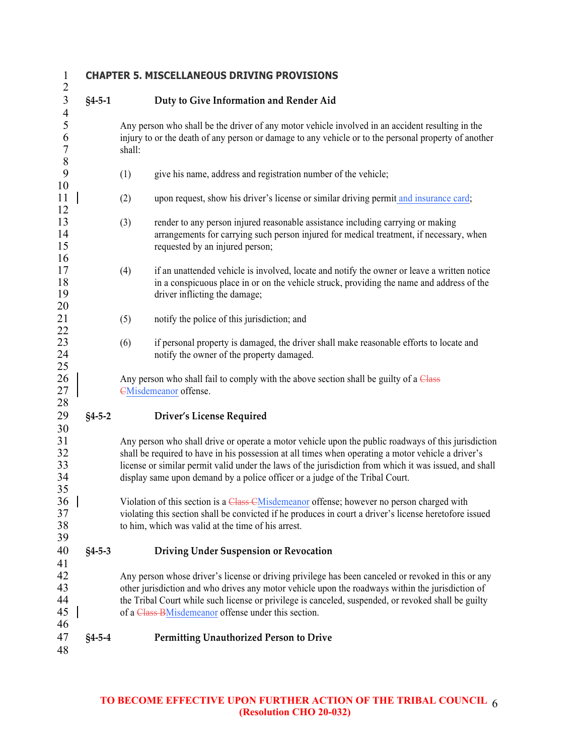## CHAPTER 5. MISCELLANEOUS DRIVING PROVISIONS

### §4-5-1 Duty to Give Information and Render Aid

Any person who shall be the driver of any motor vehicle involved in an accident resulting in the injury to or the death of any person or damage to any vehicle or to the personal property of another shall:

(1) give his name, address and registration number of the vehicle;

(2) upon request, show his driver's license or similar driving permit and insurance card;

(3) render to any person injured reasonable assistance including carrying or making arrangements for carrying such person injured for medical treatment, if necessary, when requested by an injured person;

(4) if an unattended vehicle is involved, locate and notify the owner or leave a written notice in a conspicuous place in or on the vehicle struck, providing the name and address of the driver inflicting the damage;

(5) notify the police of this jurisdiction; and

(6) if personal property is damaged, the driver shall make reasonable efforts to locate and notify the owner of the property damaged.

Any person who shall fail to comply with the above section shall be guilty of a ~~Class C~~Misdemeanor offense.

### §4-5-2 Driver's License Required

Any person who shall drive or operate a motor vehicle upon the public roadways of this jurisdiction shall be required to have in his possession at all times when operating a motor vehicle a driver's license or similar permit valid under the laws of the jurisdiction from which it was issued, and shall display same upon demand by a police officer or a judge of the Tribal Court.

Violation of this section is a ~~Class C~~Misdemeanor offense; however no person charged with violating this section shall be convicted if he produces in court a driver's license heretofore issued to him, which was valid at the time of his arrest.

### §4-5-3 Driving Under Suspension or Revocation

Any person whose driver's license or driving privilege has been canceled or revoked in this or any other jurisdiction and who drives any motor vehicle upon the roadways within the jurisdiction of the Tribal Court while such license or privilege is canceled, suspended, or revoked shall be guilty of a ~~Class B~~Misdemeanor offense under this section.

### §4-5-4 Permitting Unauthorized Person to Drive

**TO BECOME EFFECTIVE UPON FURTHER ACTION OF THE TRIBAL COUNCIL (Resolution CHO 20-032)**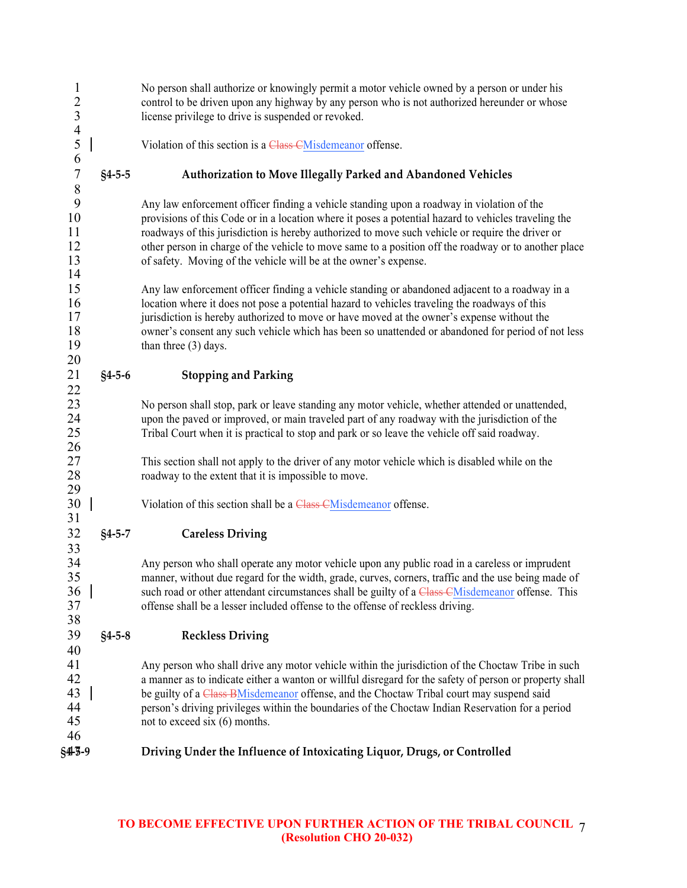No person shall authorize or knowingly permit a motor vehicle owned by a person or under his control to be driven upon any highway by any person who is not authorized hereunder or whose license privilege to drive is suspended or revoked.

Violation of this section is a ~~Class C~~Misdemeanor offense.

### §4-5-5 Authorization to Move Illegally Parked and Abandoned Vehicles

Any law enforcement officer finding a vehicle standing upon a roadway in violation of the provisions of this Code or in a location where it poses a potential hazard to vehicles traveling the roadways of this jurisdiction is hereby authorized to move such vehicle or require the driver or other person in charge of the vehicle to move same to a position off the roadway or to another place of safety. Moving of the vehicle will be at the owner's expense.

Any law enforcement officer finding a vehicle standing or abandoned adjacent to a roadway in a location where it does not pose a potential hazard to vehicles traveling the roadways of this jurisdiction is hereby authorized to move or have moved at the owner's expense without the owner's consent any such vehicle which has been so unattended or abandoned for period of not less than three (3) days.

### §4-5-6 Stopping and Parking

No person shall stop, park or leave standing any motor vehicle, whether attended or unattended, upon the paved or improved, or main traveled part of any roadway with the jurisdiction of the Tribal Court when it is practical to stop and park or so leave the vehicle off said roadway.

This section shall not apply to the driver of any motor vehicle which is disabled while on the roadway to the extent that it is impossible to move.

Violation of this section shall be a ~~Class C~~Misdemeanor offense.

### §4-5-7 Careless Driving

Any person who shall operate any motor vehicle upon any public road in a careless or imprudent manner, without due regard for the width, grade, curves, corners, traffic and the use being made of such road or other attendant circumstances shall be guilty of a ~~Class C~~Misdemeanor offense. This offense shall be a lesser included offense to the offense of reckless driving.

### §4-5-8 Reckless Driving

Any person who shall drive any motor vehicle within the jurisdiction of the Choctaw Tribe in such a manner as to indicate either a wanton or willful disregard for the safety of person or property shall be guilty of a ~~Class B~~Misdemeanor offense, and the Choctaw Tribal court may suspend said person's driving privileges within the boundaries of the Choctaw Indian Reservation for a period not to exceed six (6) months.

### §4-5-9 Driving Under the Influence of Intoxicating Liquor, Drugs, or Controlled

**TO BECOME EFFECTIVE UPON FURTHER ACTION OF THE TRIBAL COUNCIL (Resolution CHO 20-032)**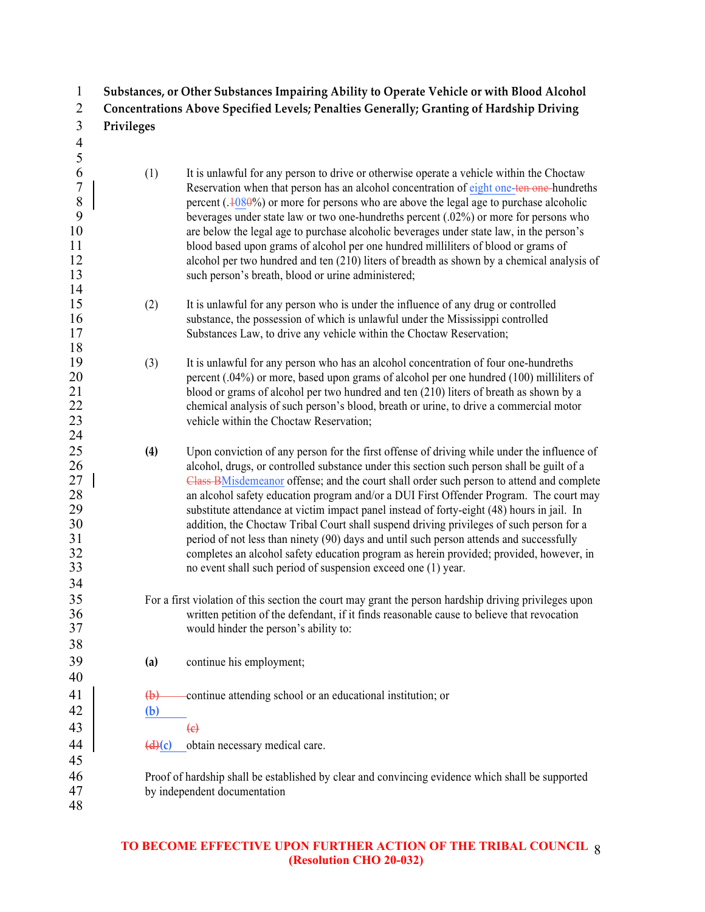**Substances, or Other Substances Impairing Ability to Operate Vehicle or with Blood Alcohol Concentrations Above Specified Levels; Penalties Generally; Granting of Hardship Driving Privileges**

(1) It is unlawful for any person to drive or otherwise operate a vehicle within the Choctaw Reservation when that person has an alcohol concentration of eight one-~~ten one~~-hundreths percent (.~~1~~08~~0~~%) or more for persons who are above the legal age to purchase alcoholic beverages under state law or two one-hundreths percent (.02%) or more for persons who are below the legal age to purchase alcoholic beverages under state law, in the person's blood based upon grams of alcohol per one hundred milliliters of blood or grams of alcohol per two hundred and ten (210) liters of breadth as shown by a chemical analysis of such person's breath, blood or urine administered;

(2) It is unlawful for any person who is under the influence of any drug or controlled substance, the possession of which is unlawful under the Mississippi controlled Substances Law, to drive any vehicle within the Choctaw Reservation;

(3) It is unlawful for any person who has an alcohol concentration of four one-hundreths percent (.04%) or more, based upon grams of alcohol per one hundred (100) milliliters of blood or grams of alcohol per two hundred and ten (210) liters of breath as shown by a chemical analysis of such person's blood, breath or urine, to drive a commercial motor vehicle within the Choctaw Reservation;

**(4)** Upon conviction of any person for the first offense of driving while under the influence of alcohol, drugs, or controlled substance under this section such person shall be guilt of a ~~Class B~~Misdemeanor offense; and the court shall order such person to attend and complete an alcohol safety education program and/or a DUI First Offender Program. The court may substitute attendance at victim impact panel instead of forty-eight (48) hours in jail. In addition, the Choctaw Tribal Court shall suspend driving privileges of such person for a period of not less than ninety (90) days and until such person attends and successfully completes an alcohol safety education program as herein provided; provided, however, in no event shall such period of suspension exceed one (1) year.

For a first violation of this section the court may grant the person hardship driving privileges upon written petition of the defendant, if it finds reasonable cause to believe that revocation would hinder the person's ability to:

**(a)** continue his employment;

~~(b)~~ continue attending school or an educational institution; or
**(b)**

~~(c)~~

~~(d)~~**(c)** obtain necessary medical care.

Proof of hardship shall be established by clear and convincing evidence which shall be supported by independent documentation

**TO BECOME EFFECTIVE UPON FURTHER ACTION OF THE TRIBAL COUNCIL (Resolution CHO 20-032)**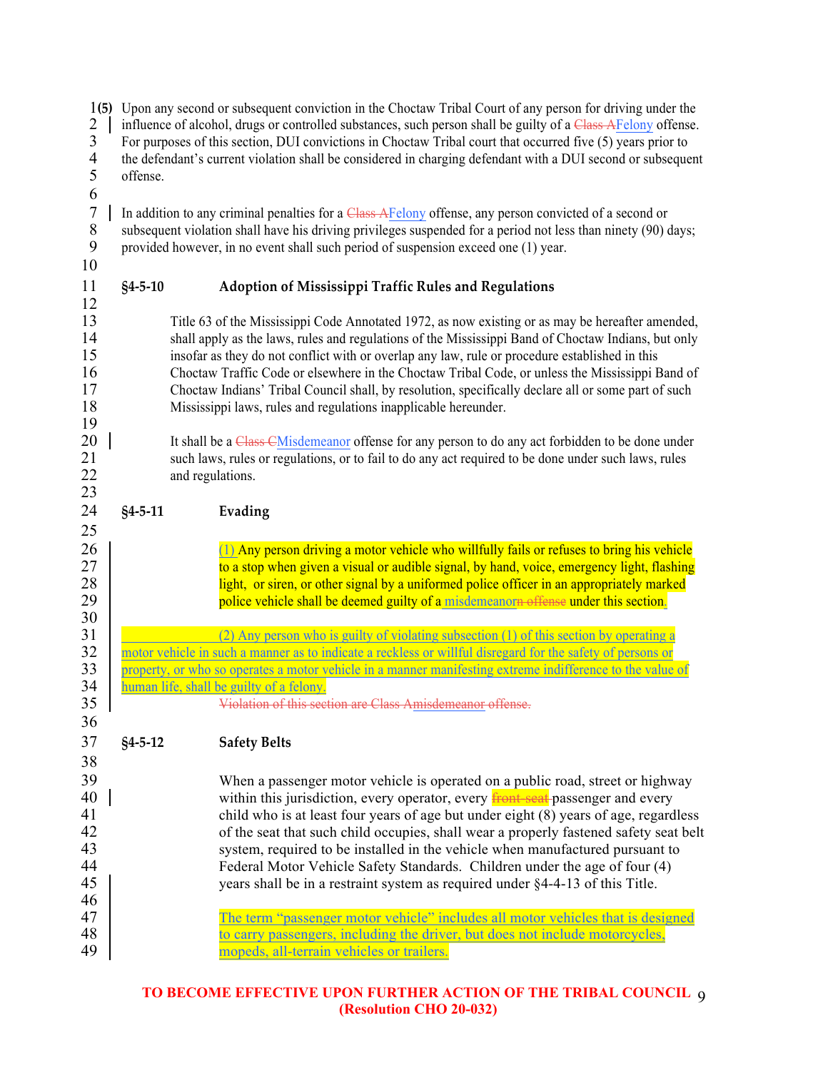(5) Upon any second or subsequent conviction in the Choctaw Tribal Court of any person for driving under the influence of alcohol, drugs or controlled substances, such person shall be guilty of a ~~Class A~~Felony offense. For purposes of this section, DUI convictions in Choctaw Tribal court that occurred five (5) years prior to the defendant's current violation shall be considered in charging defendant with a DUI second or subsequent offense.

In addition to any criminal penalties for a ~~Class A~~Felony offense, any person convicted of a second or subsequent violation shall have his driving privileges suspended for a period not less than ninety (90) days; provided however, in no event shall such period of suspension exceed one (1) year.

### §4-5-10 Adoption of Mississippi Traffic Rules and Regulations

Title 63 of the Mississippi Code Annotated 1972, as now existing or as may be hereafter amended, shall apply as the laws, rules and regulations of the Mississippi Band of Choctaw Indians, but only insofar as they do not conflict with or overlap any law, rule or procedure established in this Choctaw Traffic Code or elsewhere in the Choctaw Tribal Code, or unless the Mississippi Band of Choctaw Indians' Tribal Council shall, by resolution, specifically declare all or some part of such Mississippi laws, rules and regulations inapplicable hereunder.

It shall be a ~~Class C~~Misdemeanor offense for any person to do any act forbidden to be done under such laws, rules or regulations, or to fail to do any act required to be done under such laws, rules and regulations.

### §4-5-11 Evading

(1) Any person driving a motor vehicle who willfully fails or refuses to bring his vehicle to a stop when given a visual or audible signal, by hand, voice, emergency light, flashing light, or siren, or other signal by a uniformed police officer in an appropriately marked police vehicle shall be deemed guilty of a misdemeanor~~n offense~~ under this section.

(2) Any person who is guilty of violating subsection (1) of this section by operating a motor vehicle in such a manner as to indicate a reckless or willful disregard for the safety of persons or property, or who so operates a motor vehicle in a manner manifesting extreme indifference to the value of human life, shall be guilty of a felony.

~~Violation of this section are Class Amisdemeanor offense.~~

### §4-5-12 Safety Belts

When a passenger motor vehicle is operated on a public road, street or highway within this jurisdiction, every operator, every ~~front-seat~~ passenger and every child who is at least four years of age but under eight (8) years of age, regardless of the seat that such child occupies, shall wear a properly fastened safety seat belt system, required to be installed in the vehicle when manufactured pursuant to Federal Motor Vehicle Safety Standards. Children under the age of four (4) years shall be in a restraint system as required under §4-4-13 of this Title.

The term "passenger motor vehicle" includes all motor vehicles that is designed to carry passengers, including the driver, but does not include motorcycles, mopeds, all-terrain vehicles or trailers.

**TO BECOME EFFECTIVE UPON FURTHER ACTION OF THE TRIBAL COUNCIL (Resolution CHO 20-032)**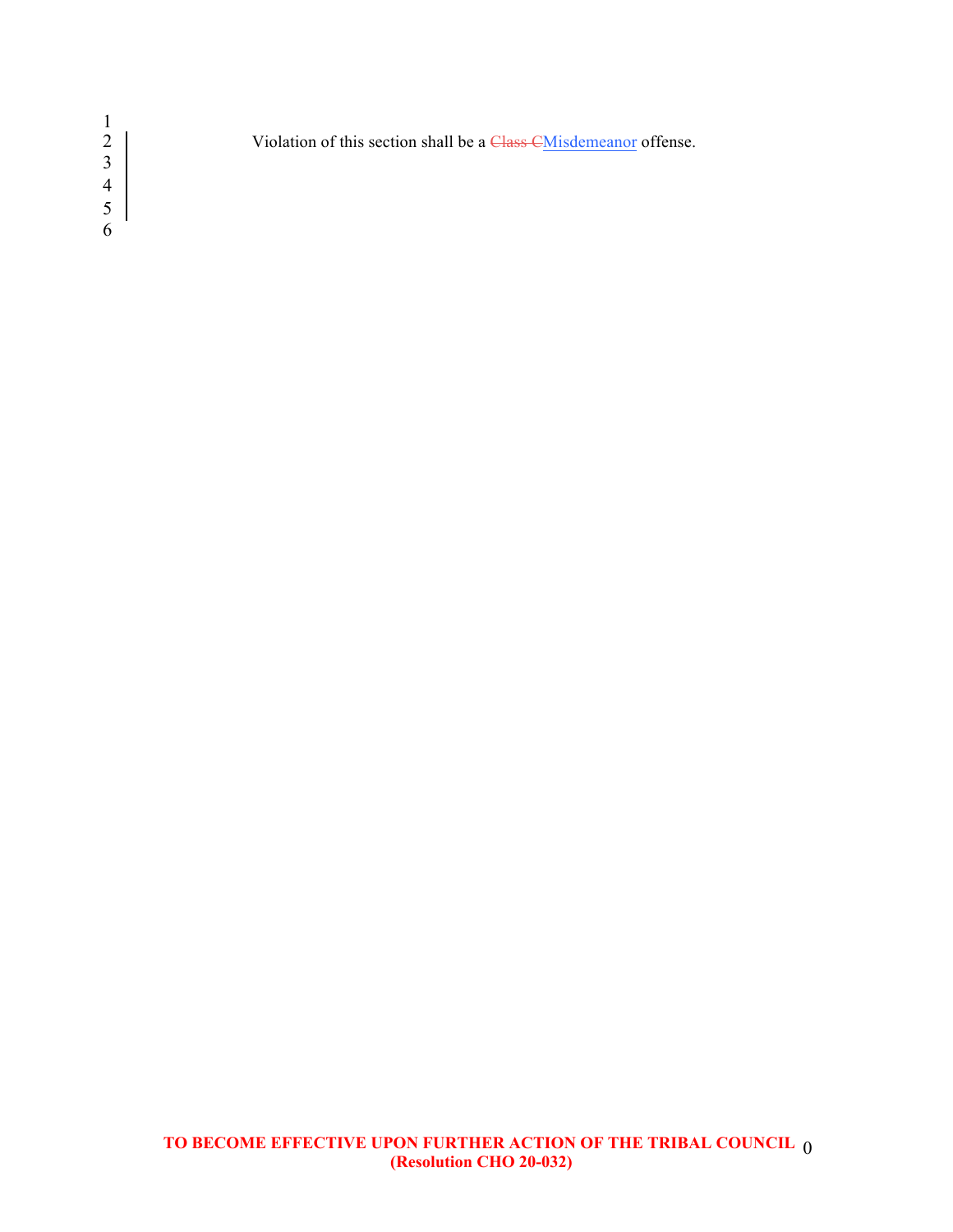Violation of this section shall be a ~~Class C~~Misdemeanor offense.

**TO BECOME EFFECTIVE UPON FURTHER ACTION OF THE TRIBAL COUNCIL**
**(Resolution CHO 20-032)**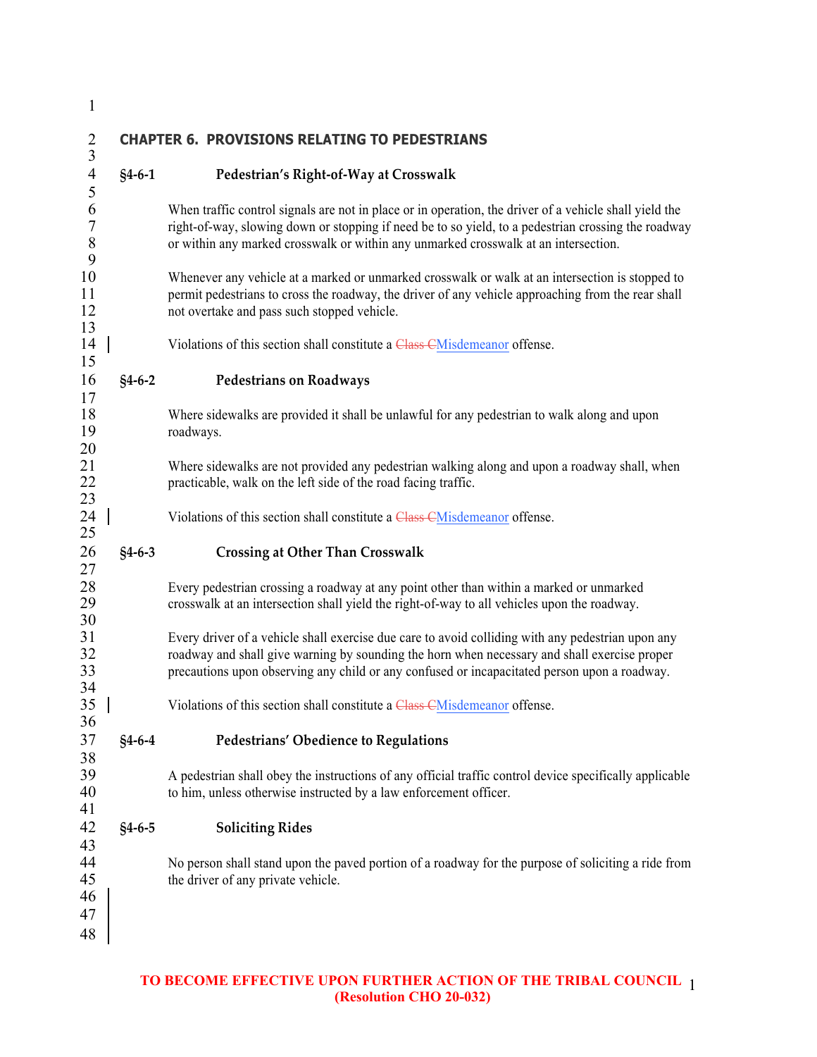## CHAPTER 6. PROVISIONS RELATING TO PEDESTRIANS

### §4-6-1 Pedestrian's Right-of-Way at Crosswalk

When traffic control signals are not in place or in operation, the driver of a vehicle shall yield the right-of-way, slowing down or stopping if need be to so yield, to a pedestrian crossing the roadway or within any marked crosswalk or within any unmarked crosswalk at an intersection.

Whenever any vehicle at a marked or unmarked crosswalk or walk at an intersection is stopped to permit pedestrians to cross the roadway, the driver of any vehicle approaching from the rear shall not overtake and pass such stopped vehicle.

Violations of this section shall constitute a ~~Class C~~Misdemeanor offense.

### §4-6-2 Pedestrians on Roadways

Where sidewalks are provided it shall be unlawful for any pedestrian to walk along and upon roadways.

Where sidewalks are not provided any pedestrian walking along and upon a roadway shall, when practicable, walk on the left side of the road facing traffic.

Violations of this section shall constitute a ~~Class C~~Misdemeanor offense.

### §4-6-3 Crossing at Other Than Crosswalk

Every pedestrian crossing a roadway at any point other than within a marked or unmarked crosswalk at an intersection shall yield the right-of-way to all vehicles upon the roadway.

Every driver of a vehicle shall exercise due care to avoid colliding with any pedestrian upon any roadway and shall give warning by sounding the horn when necessary and shall exercise proper precautions upon observing any child or any confused or incapacitated person upon a roadway.

Violations of this section shall constitute a ~~Class C~~Misdemeanor offense.

### §4-6-4 Pedestrians' Obedience to Regulations

A pedestrian shall obey the instructions of any official traffic control device specifically applicable to him, unless otherwise instructed by a law enforcement officer.

### §4-6-5 Soliciting Rides

No person shall stand upon the paved portion of a roadway for the purpose of soliciting a ride from the driver of any private vehicle.

**TO BECOME EFFECTIVE UPON FURTHER ACTION OF THE TRIBAL COUNCIL (Resolution CHO 20-032)**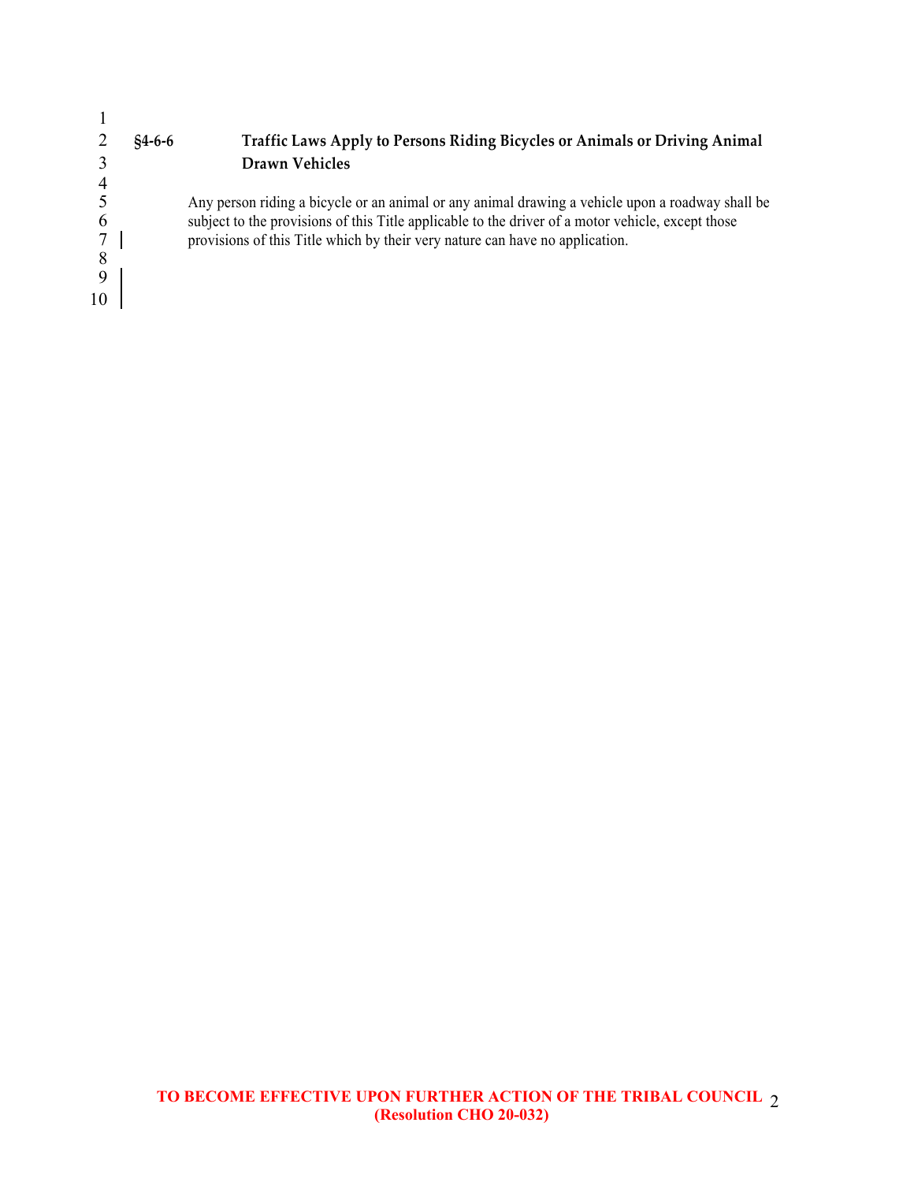### §4-6-6 Traffic Laws Apply to Persons Riding Bicycles or Animals or Driving Animal Drawn Vehicles

Any person riding a bicycle or an animal or any animal drawing a vehicle upon a roadway shall be subject to the provisions of this Title applicable to the driver of a motor vehicle, except those provisions of this Title which by their very nature can have no application.

**TO BECOME EFFECTIVE UPON FURTHER ACTION OF THE TRIBAL COUNCIL (Resolution CHO 20-032)**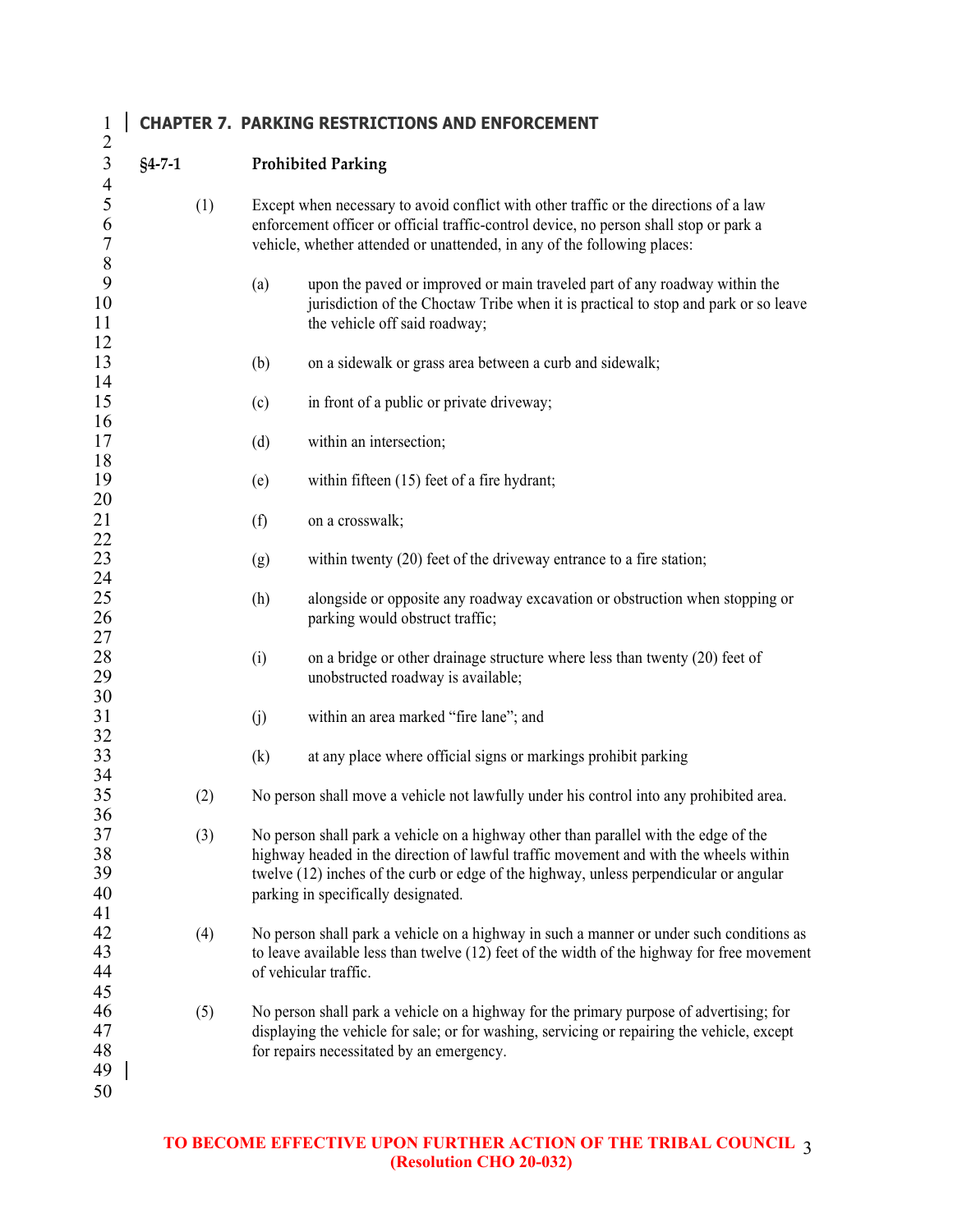## CHAPTER 7. PARKING RESTRICTIONS AND ENFORCEMENT

### §4-7-1 Prohibited Parking

(1) Except when necessary to avoid conflict with other traffic or the directions of a law enforcement officer or official traffic-control device, no person shall stop or park a vehicle, whether attended or unattended, in any of the following places:

(a) upon the paved or improved or main traveled part of any roadway within the jurisdiction of the Choctaw Tribe when it is practical to stop and park or so leave the vehicle off said roadway;

(b) on a sidewalk or grass area between a curb and sidewalk;

(c) in front of a public or private driveway;

(d) within an intersection;

(e) within fifteen (15) feet of a fire hydrant;

(f) on a crosswalk;

(g) within twenty (20) feet of the driveway entrance to a fire station;

(h) alongside or opposite any roadway excavation or obstruction when stopping or parking would obstruct traffic;

(i) on a bridge or other drainage structure where less than twenty (20) feet of unobstructed roadway is available;

(j) within an area marked "fire lane"; and

(k) at any place where official signs or markings prohibit parking

(2) No person shall move a vehicle not lawfully under his control into any prohibited area.

(3) No person shall park a vehicle on a highway other than parallel with the edge of the highway headed in the direction of lawful traffic movement and with the wheels within twelve (12) inches of the curb or edge of the highway, unless perpendicular or angular parking in specifically designated.

(4) No person shall park a vehicle on a highway in such a manner or under such conditions as to leave available less than twelve (12) feet of the width of the highway for free movement of vehicular traffic.

(5) No person shall park a vehicle on a highway for the primary purpose of advertising; for displaying the vehicle for sale; or for washing, servicing or repairing the vehicle, except for repairs necessitated by an emergency.

TO BECOME EFFECTIVE UPON FURTHER ACTION OF THE TRIBAL COUNCIL (Resolution CHO 20-032)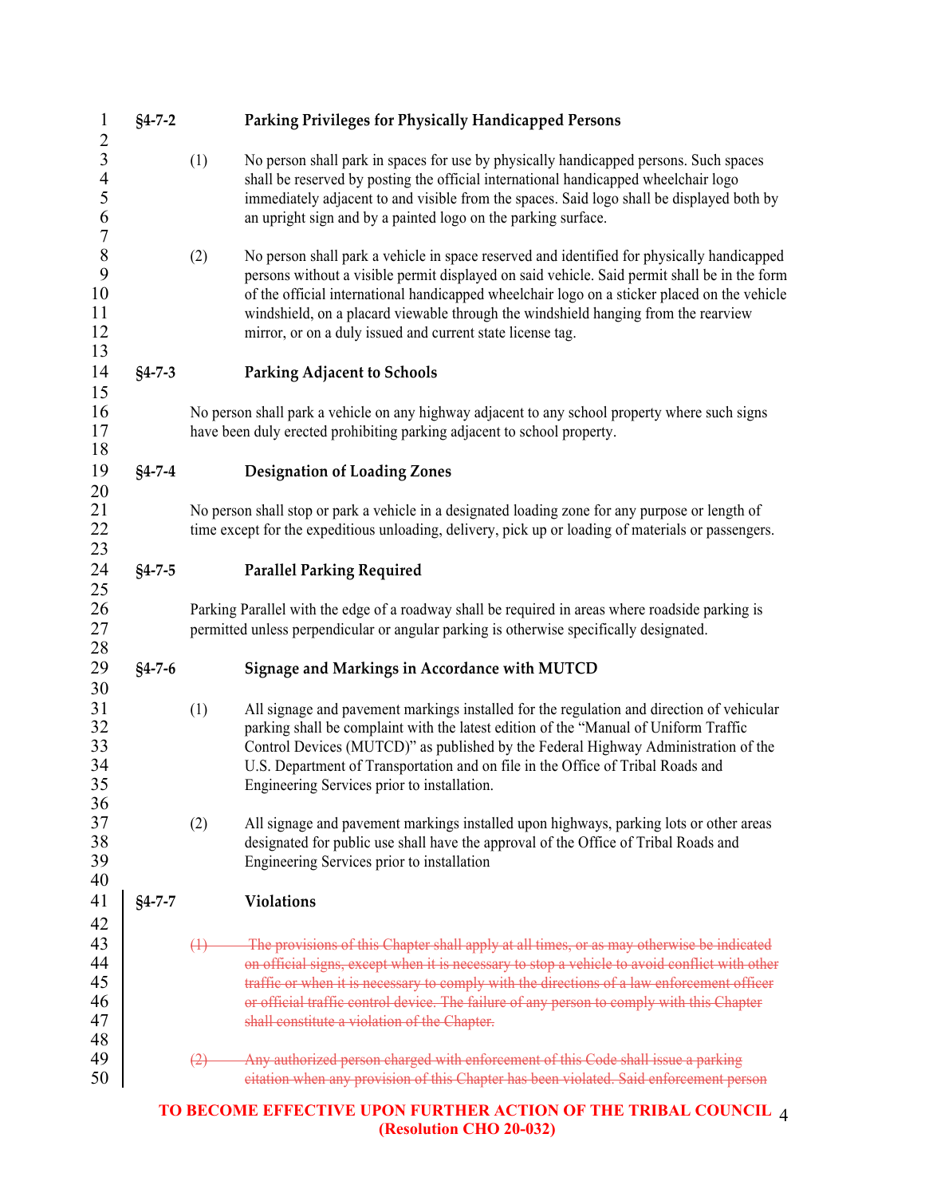## §4-7-2 Parking Privileges for Physically Handicapped Persons

(1) No person shall park in spaces for use by physically handicapped persons. Such spaces shall be reserved by posting the official international handicapped wheelchair logo immediately adjacent to and visible from the spaces. Said logo shall be displayed both by an upright sign and by a painted logo on the parking surface.

(2) No person shall park a vehicle in space reserved and identified for physically handicapped persons without a visible permit displayed on said vehicle. Said permit shall be in the form of the official international handicapped wheelchair logo on a sticker placed on the vehicle windshield, on a placard viewable through the windshield hanging from the rearview mirror, or on a duly issued and current state license tag.

## §4-7-3 Parking Adjacent to Schools

No person shall park a vehicle on any highway adjacent to any school property where such signs have been duly erected prohibiting parking adjacent to school property.

## §4-7-4 Designation of Loading Zones

No person shall stop or park a vehicle in a designated loading zone for any purpose or length of time except for the expeditious unloading, delivery, pick up or loading of materials or passengers.

## §4-7-5 Parallel Parking Required

Parking Parallel with the edge of a roadway shall be required in areas where roadside parking is permitted unless perpendicular or angular parking is otherwise specifically designated.

## §4-7-6 Signage and Markings in Accordance with MUTCD

(1) All signage and pavement markings installed for the regulation and direction of vehicular parking shall be complaint with the latest edition of the "Manual of Uniform Traffic Control Devices (MUTCD)" as published by the Federal Highway Administration of the U.S. Department of Transportation and on file in the Office of Tribal Roads and Engineering Services prior to installation.

(2) All signage and pavement markings installed upon highways, parking lots or other areas designated for public use shall have the approval of the Office of Tribal Roads and Engineering Services prior to installation

## §4-7-7 Violations

~~(1) The provisions of this Chapter shall apply at all times, or as may otherwise be indicated on official signs, except when it is necessary to stop a vehicle to avoid conflict with other traffic or when it is necessary to comply with the directions of a law enforcement officer or official traffic control device. The failure of any person to comply with this Chapter shall constitute a violation of the Chapter.~~

~~(2) Any authorized person charged with enforcement of this Code shall issue a parking citation when any provision of this Chapter has been violated. Said enforcement person~~

**TO BECOME EFFECTIVE UPON FURTHER ACTION OF THE TRIBAL COUNCIL (Resolution CHO 20-032)**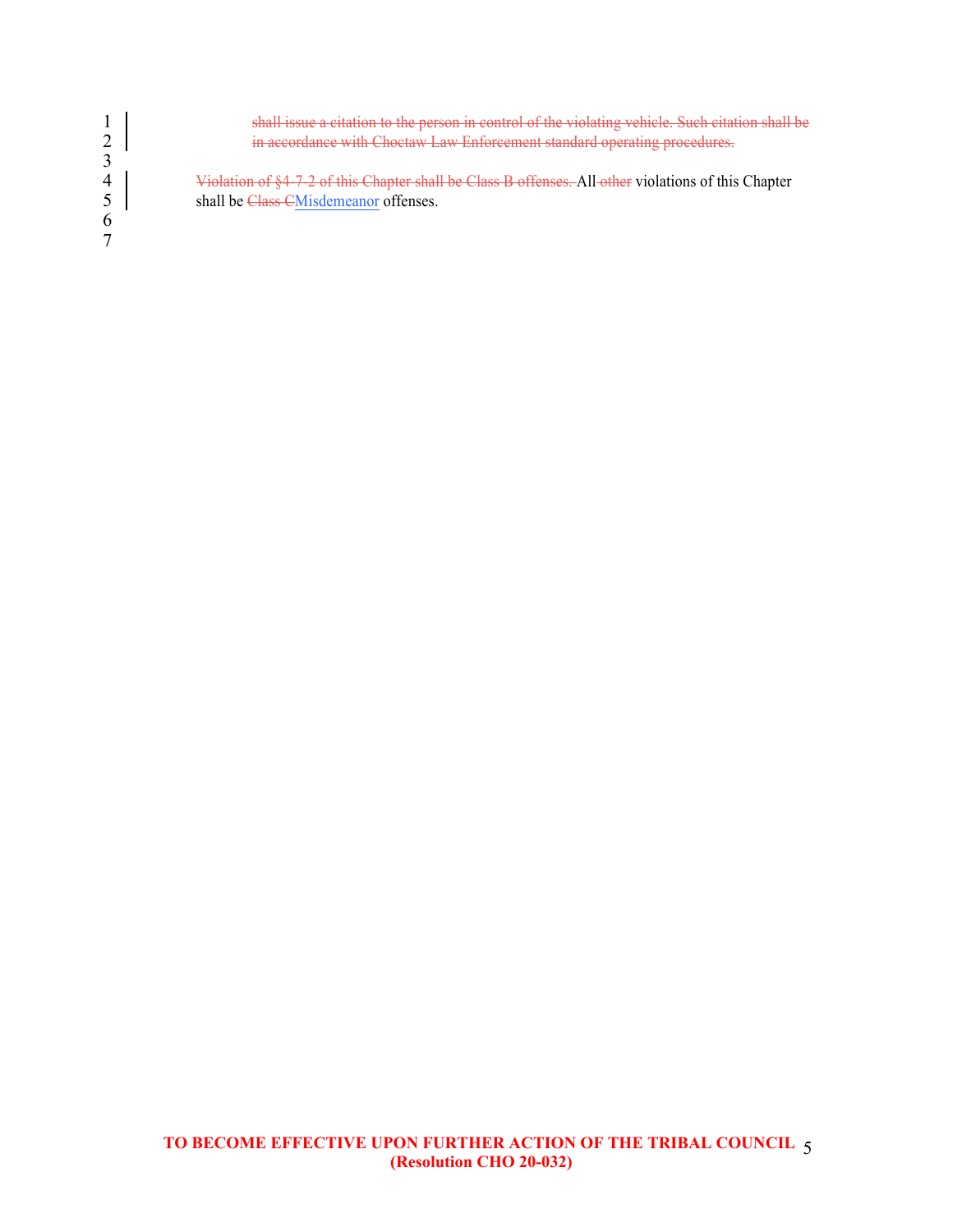~~shall issue a citation to the person in control of the violating vehicle. Such citation shall be in accordance with Choctaw Law Enforcement standard operating procedures.~~

~~Violation of §4-7-2 of this Chapter shall be Class B offenses.~~ All ~~other~~ violations of this Chapter shall be ~~Class C~~Misdemeanor offenses.

**TO BECOME EFFECTIVE UPON FURTHER ACTION OF THE TRIBAL COUNCIL (Resolution CHO 20-032)**